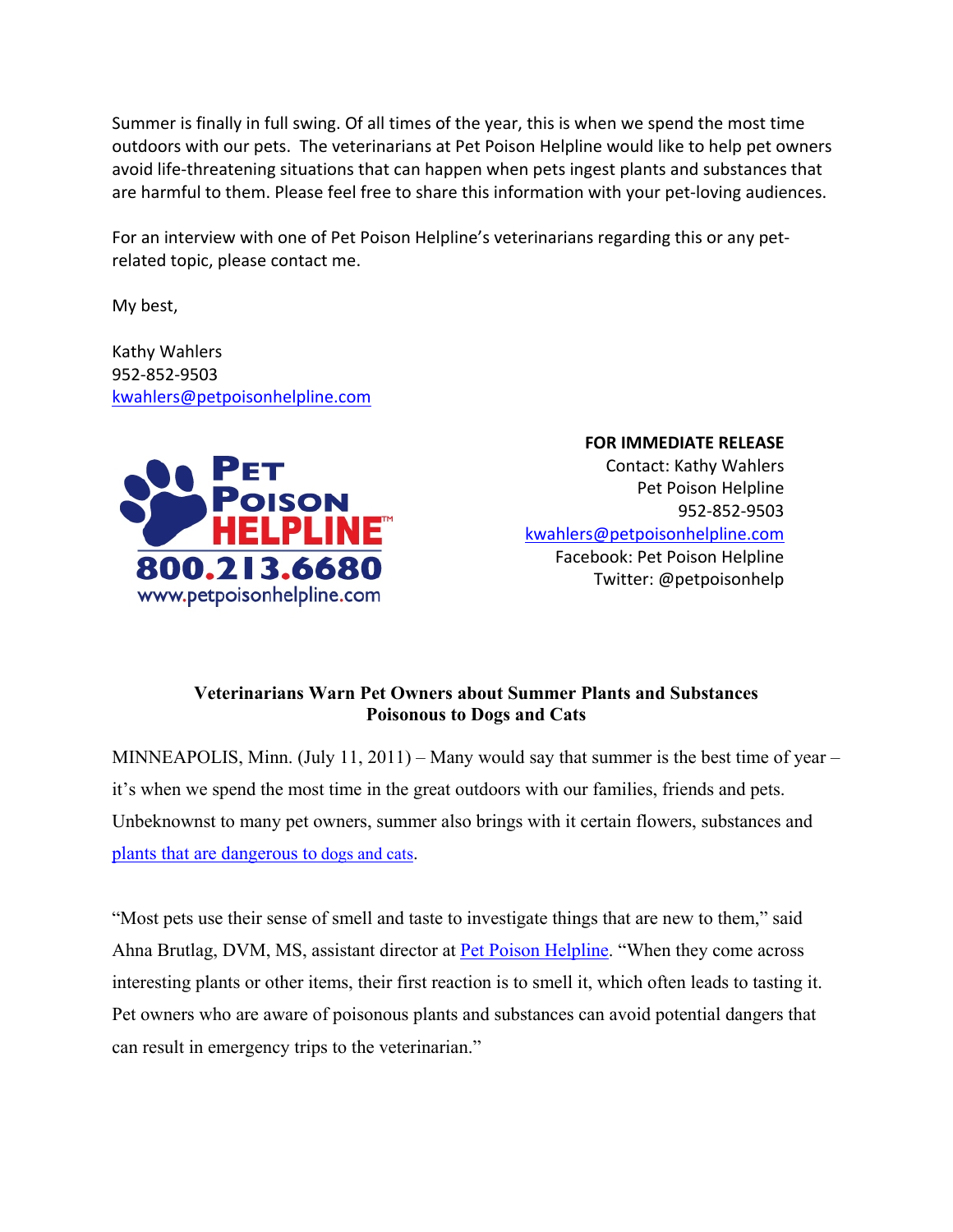Summer is finally in full swing. Of all times of the year, this is when we spend the most time outdoors with our pets. The veterinarians at Pet Poison Helpline would like to help pet owners avoid life-threatening situations that can happen when pets ingest plants and substances that are harmful to them. Please feel free to share this information with your pet-loving audiences.

For an interview with one of Pet Poison Helpline's veterinarians regarding this or any pet-related topic, please contact me.

My best,

Kathy Wahlers
952-852-9503
kwahlers@petpoisonhelpline.com

PET POISON HELPLINE™
800.213.6680
www.petpoisonhelpline.com

**FOR IMMEDIATE RELEASE**
Contact: Kathy Wahlers
Pet Poison Helpline
952-852-9503
kwahlers@petpoisonhelpline.com
Facebook: Pet Poison Helpline
Twitter: @petpoisonhelp

## Veterinarians Warn Pet Owners about Summer Plants and Substances Poisonous to Dogs and Cats

MINNEAPOLIS, Minn. (July 11, 2011) – Many would say that summer is the best time of year – it's when we spend the most time in the great outdoors with our families, friends and pets. Unbeknownst to many pet owners, summer also brings with it certain flowers, substances and plants that are dangerous to dogs and cats.

"Most pets use their sense of smell and taste to investigate things that are new to them," said Ahna Brutlag, DVM, MS, assistant director at Pet Poison Helpline. "When they come across interesting plants or other items, their first reaction is to smell it, which often leads to tasting it. Pet owners who are aware of poisonous plants and substances can avoid potential dangers that can result in emergency trips to the veterinarian."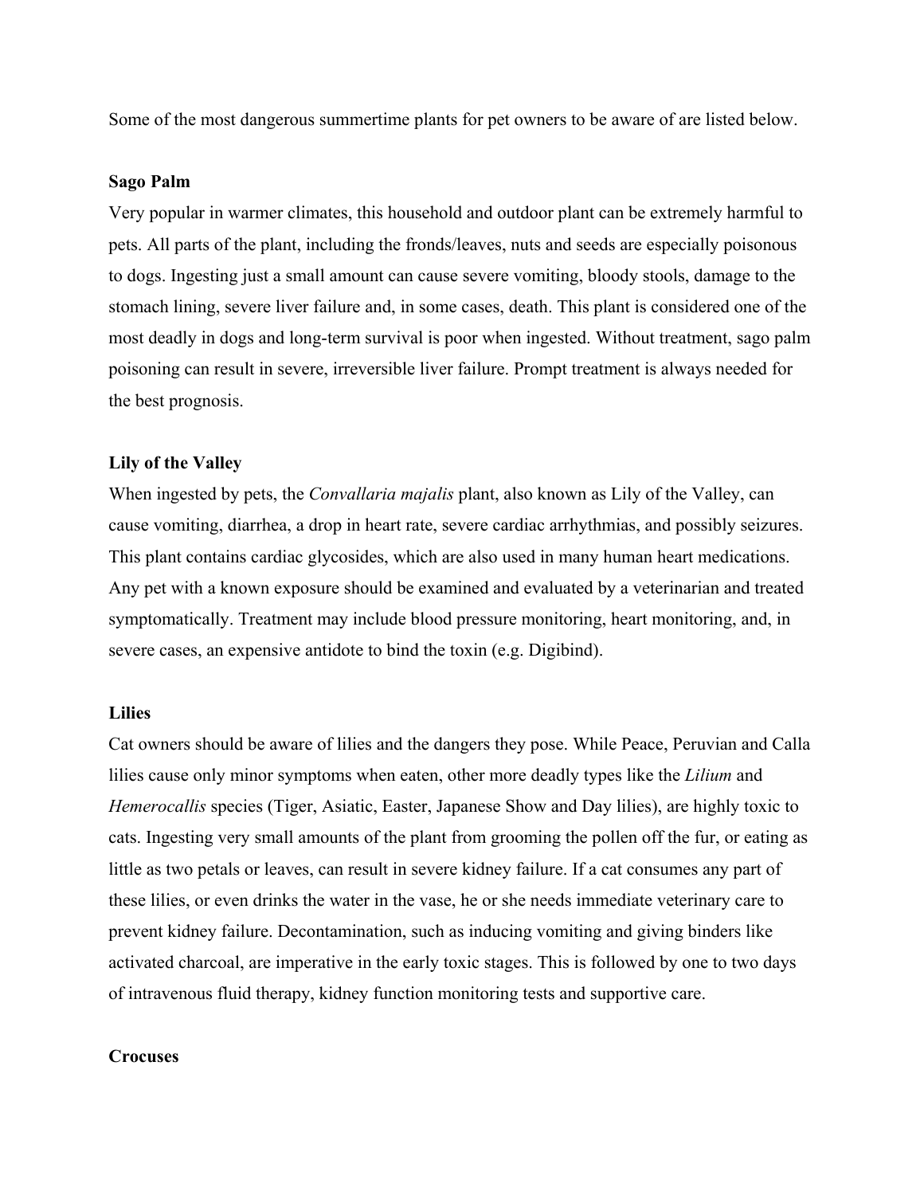Some of the most dangerous summertime plants for pet owners to be aware of are listed below.

**Sago Palm**

Very popular in warmer climates, this household and outdoor plant can be extremely harmful to pets. All parts of the plant, including the fronds/leaves, nuts and seeds are especially poisonous to dogs. Ingesting just a small amount can cause severe vomiting, bloody stools, damage to the stomach lining, severe liver failure and, in some cases, death. This plant is considered one of the most deadly in dogs and long-term survival is poor when ingested. Without treatment, sago palm poisoning can result in severe, irreversible liver failure. Prompt treatment is always needed for the best prognosis.

**Lily of the Valley**

When ingested by pets, the *Convallaria majalis* plant, also known as Lily of the Valley, can cause vomiting, diarrhea, a drop in heart rate, severe cardiac arrhythmias, and possibly seizures. This plant contains cardiac glycosides, which are also used in many human heart medications. Any pet with a known exposure should be examined and evaluated by a veterinarian and treated symptomatically. Treatment may include blood pressure monitoring, heart monitoring, and, in severe cases, an expensive antidote to bind the toxin (e.g. Digibind).

**Lilies**

Cat owners should be aware of lilies and the dangers they pose. While Peace, Peruvian and Calla lilies cause only minor symptoms when eaten, other more deadly types like the *Lilium* and *Hemerocallis* species (Tiger, Asiatic, Easter, Japanese Show and Day lilies), are highly toxic to cats. Ingesting very small amounts of the plant from grooming the pollen off the fur, or eating as little as two petals or leaves, can result in severe kidney failure. If a cat consumes any part of these lilies, or even drinks the water in the vase, he or she needs immediate veterinary care to prevent kidney failure. Decontamination, such as inducing vomiting and giving binders like activated charcoal, are imperative in the early toxic stages. This is followed by one to two days of intravenous fluid therapy, kidney function monitoring tests and supportive care.

**Crocuses**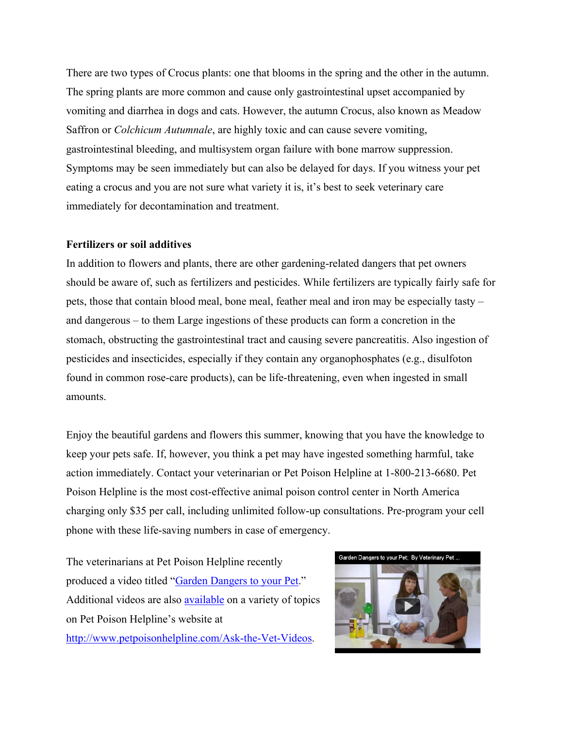There are two types of Crocus plants: one that blooms in the spring and the other in the autumn. The spring plants are more common and cause only gastrointestinal upset accompanied by vomiting and diarrhea in dogs and cats. However, the autumn Crocus, also known as Meadow Saffron or *Colchicum Autumnale*, are highly toxic and can cause severe vomiting, gastrointestinal bleeding, and multisystem organ failure with bone marrow suppression. Symptoms may be seen immediately but can also be delayed for days. If you witness your pet eating a crocus and you are not sure what variety it is, it's best to seek veterinary care immediately for decontamination and treatment.

**Fertilizers or soil additives**

In addition to flowers and plants, there are other gardening-related dangers that pet owners should be aware of, such as fertilizers and pesticides. While fertilizers are typically fairly safe for pets, those that contain blood meal, bone meal, feather meal and iron may be especially tasty – and dangerous – to them Large ingestions of these products can form a concretion in the stomach, obstructing the gastrointestinal tract and causing severe pancreatitis. Also ingestion of pesticides and insecticides, especially if they contain any organophosphates (e.g., disulfoton found in common rose-care products), can be life-threatening, even when ingested in small amounts.

Enjoy the beautiful gardens and flowers this summer, knowing that you have the knowledge to keep your pets safe. If, however, you think a pet may have ingested something harmful, take action immediately. Contact your veterinarian or Pet Poison Helpline at 1-800-213-6680. Pet Poison Helpline is the most cost-effective animal poison control center in North America charging only $35 per call, including unlimited follow-up consultations. Pre-program your cell phone with these life-saving numbers in case of emergency.

The veterinarians at Pet Poison Helpline recently produced a video titled "Garden Dangers to your Pet." Additional videos are also available on a variety of topics on Pet Poison Helpline's website at http://www.petpoisonhelpline.com/Ask-the-Vet-Videos.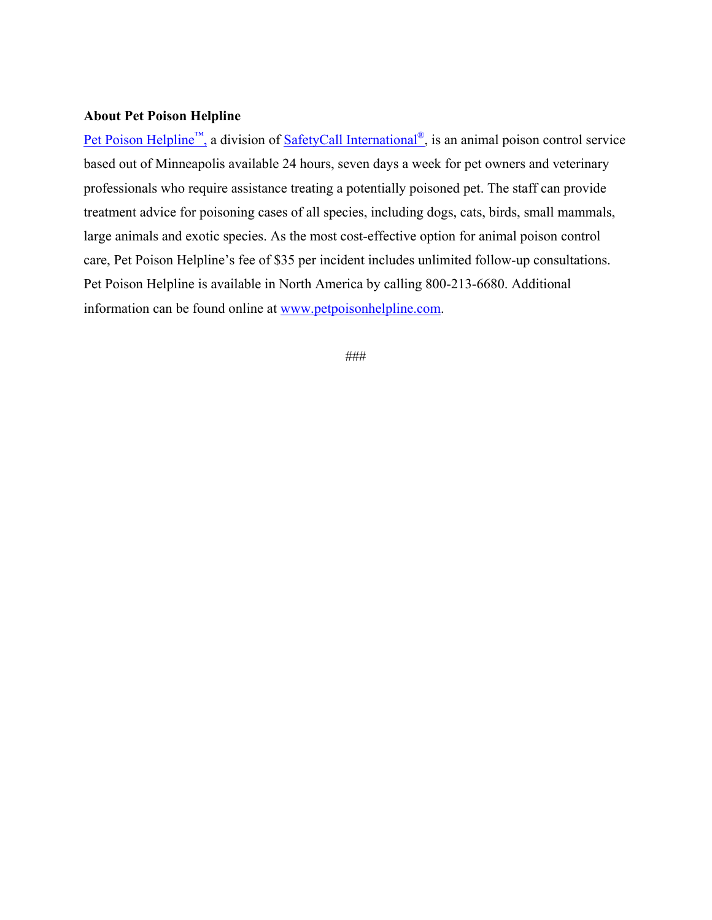**About Pet Poison Helpline**

Pet Poison Helpline™, a division of SafetyCall International®, is an animal poison control service based out of Minneapolis available 24 hours, seven days a week for pet owners and veterinary professionals who require assistance treating a potentially poisoned pet. The staff can provide treatment advice for poisoning cases of all species, including dogs, cats, birds, small mammals, large animals and exotic species. As the most cost-effective option for animal poison control care, Pet Poison Helpline's fee of $35 per incident includes unlimited follow-up consultations. Pet Poison Helpline is available in North America by calling 800-213-6680. Additional information can be found online at www.petpoisonhelpline.com.

###